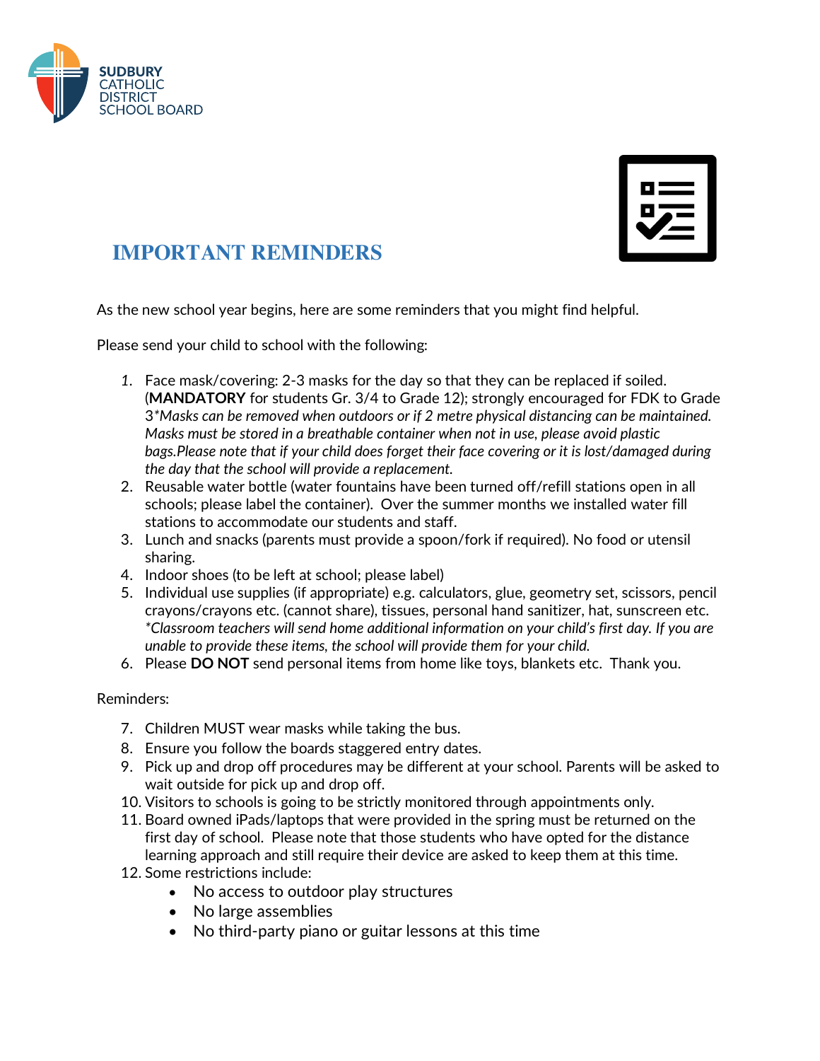SUDBURY CATHOLIC DISTRICT SCHOOL BOARD

# IMPORTANT REMINDERS

As the new school year begins, here are some reminders that you might find helpful.

Please send your child to school with the following:

1. Face mask/covering: 2-3 masks for the day so that they can be replaced if soiled. (**MANDATORY** for students Gr. 3/4 to Grade 12); strongly encouraged for FDK to Grade 3*Masks can be removed when outdoors or if 2 metre physical distancing can be maintained. Masks must be stored in a breathable container when not in use, please avoid plastic bags.Please note that if your child does forget their face covering or it is lost/damaged during the day that the school will provide a replacement.*
2. Reusable water bottle (water fountains have been turned off/refill stations open in all schools; please label the container). Over the summer months we installed water fill stations to accommodate our students and staff.
3. Lunch and snacks (parents must provide a spoon/fork if required). No food or utensil sharing.
4. Indoor shoes (to be left at school; please label)
5. Individual use supplies (if appropriate) e.g. calculators, glue, geometry set, scissors, pencil crayons/crayons etc. (cannot share), tissues, personal hand sanitizer, hat, sunscreen etc. *\*Classroom teachers will send home additional information on your child's first day. If you are unable to provide these items, the school will provide them for your child.*
6. Please **DO NOT** send personal items from home like toys, blankets etc. Thank you.

Reminders:

7. Children MUST wear masks while taking the bus.
8. Ensure you follow the boards staggered entry dates.
9. Pick up and drop off procedures may be different at your school. Parents will be asked to wait outside for pick up and drop off.
10. Visitors to schools is going to be strictly monitored through appointments only.
11. Board owned iPads/laptops that were provided in the spring must be returned on the first day of school. Please note that those students who have opted for the distance learning approach and still require their device are asked to keep them at this time.
12. Some restrictions include:
    - No access to outdoor play structures
    - No large assemblies
    - No third-party piano or guitar lessons at this time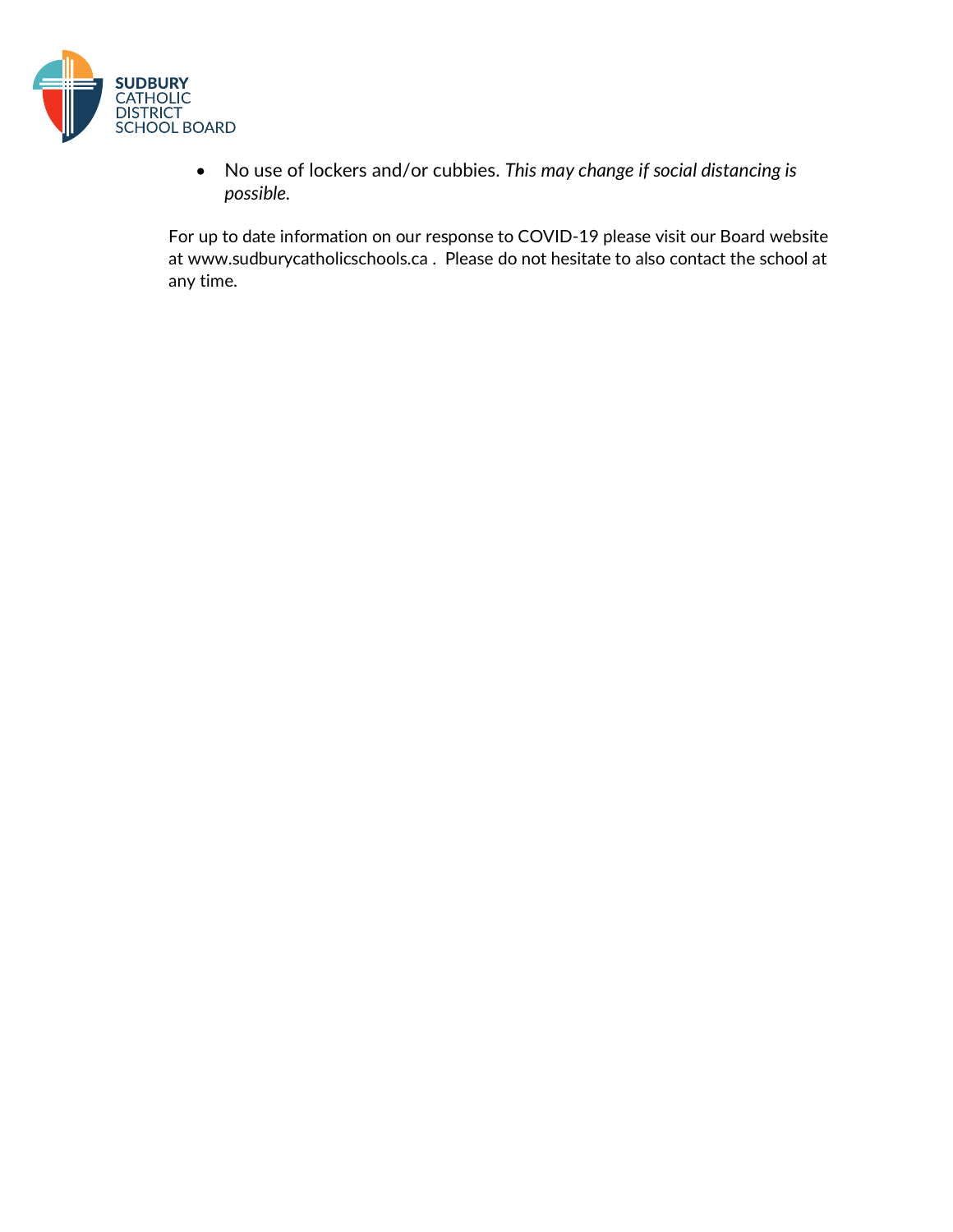- No use of lockers and/or cubbies. *This may change if social distancing is possible.*

For up to date information on our response to COVID-19 please visit our Board website at www.sudburycatholicschools.ca . Please do not hesitate to also contact the school at any time.